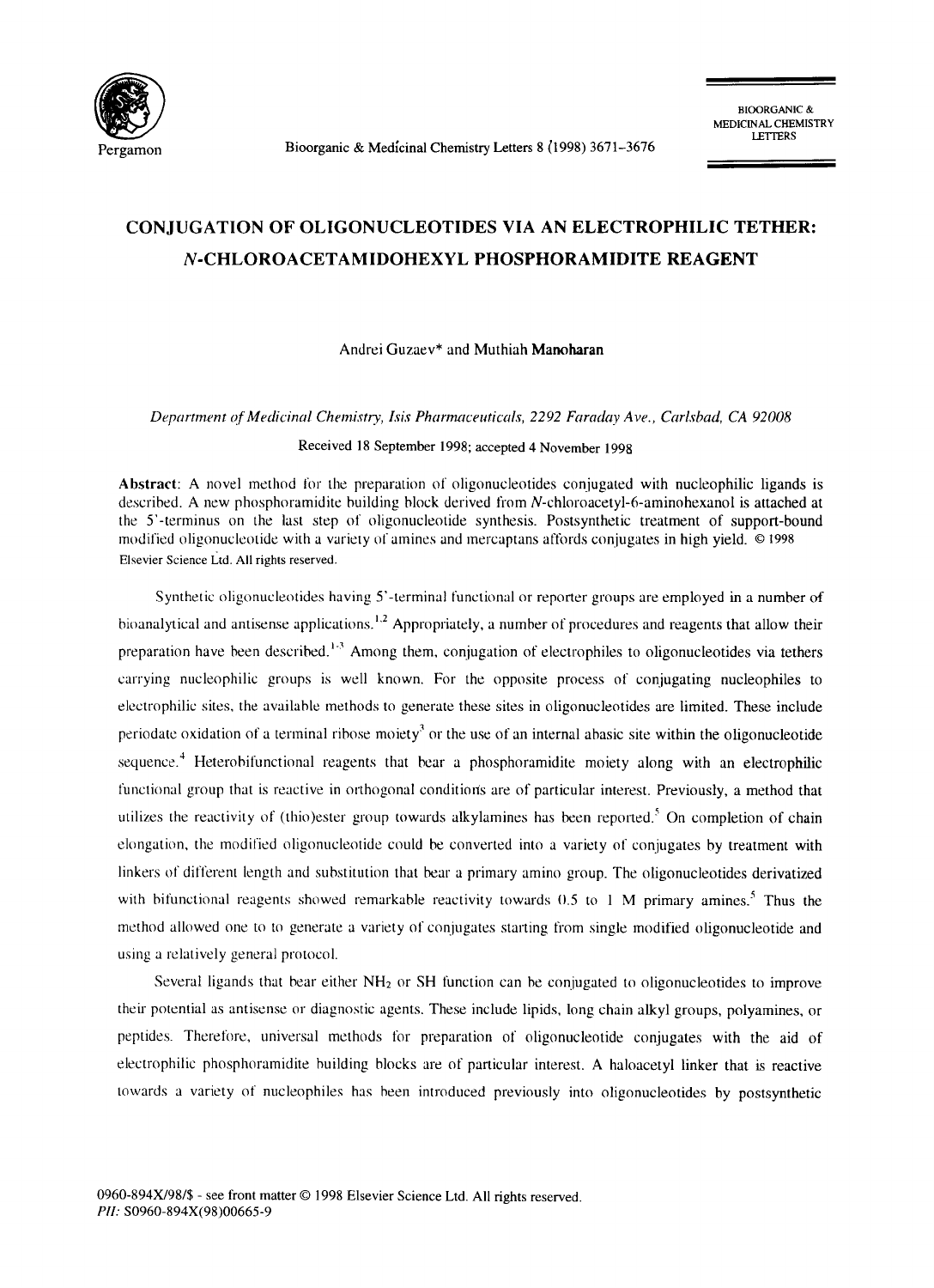# CONJUGATION OF OLIGONUCLEOTIDES VIA AN ELECTROPHILIC TETHER: *N*-CHLOROACETAMIDOHEXYL PHOSPHORAMIDITE REAGENT

Andrei Guzaev* and Muthiah **Manoharan**

*Department of Medicinal Chemistry, Isis Pharmaceuticals, 2292 Faraday Ave., Carlsbad, CA 92008*

Received 18 September 1998; accepted 4 November 1998

**Abstract**: A novel method for the preparation of oligonucleotides conjugated with nucleophilic ligands is described. A new phosphoramidite building block derived from *N*-chloroacetyl-6-aminohexanol is attached at the 5'-terminus on the last step of oligonucleotide synthesis. Postsynthetic treatment of support-bound modified oligonucleotide with a variety of amines and mercaptans affords conjugates in high yield. © 1998 Elsevier Science Ltd. All rights reserved.

Synthetic oligonucleotides having 5'-terminal functional or reporter groups are employed in a number of bioanalytical and antisense applications.[1,2] Appropriately, a number of procedures and reagents that allow their preparation have been described.[1-3] Among them, conjugation of electrophiles to oligonucleotides via tethers carrying nucleophilic groups is well known. For the opposite process of conjugating nucleophiles to electrophilic sites, the available methods to generate these sites in oligonucleotides are limited. These include periodate oxidation of a terminal ribose moiety[3] or the use of an internal abasic site within the oligonucleotide sequence.[4] Heterobifunctional reagents that bear a phosphoramidite moiety along with an electrophilic functional group that is reactive in orthogonal conditions are of particular interest. Previously, a method that utilizes the reactivity of (thio)ester group towards alkylamines has been reported.[5] On completion of chain elongation, the modified oligonucleotide could be converted into a variety of conjugates by treatment with linkers of different length and substitution that bear a primary amino group. The oligonucleotides derivatized with bifunctional reagents showed remarkable reactivity towards 0.5 to 1 M primary amines.[5] Thus the method allowed one to to generate a variety of conjugates starting from single modified oligonucleotide and using a relatively general protocol.

Several ligands that bear either $NH_2$ or SH function can be conjugated to oligonucleotides to improve their potential as antisense or diagnostic agents. These include lipids, long chain alkyl groups, polyamines, or peptides. Therefore, universal methods for preparation of oligonucleotide conjugates with the aid of electrophilic phosphoramidite building blocks are of particular interest. A haloacetyl linker that is reactive towards a variety of nucleophiles has been introduced previously into oligonucleotides by postsynthetic

0960-894X/98/$ - see front matter © 1998 Elsevier Science Ltd. All rights reserved.
*PII:* S0960-894X(98)00665-9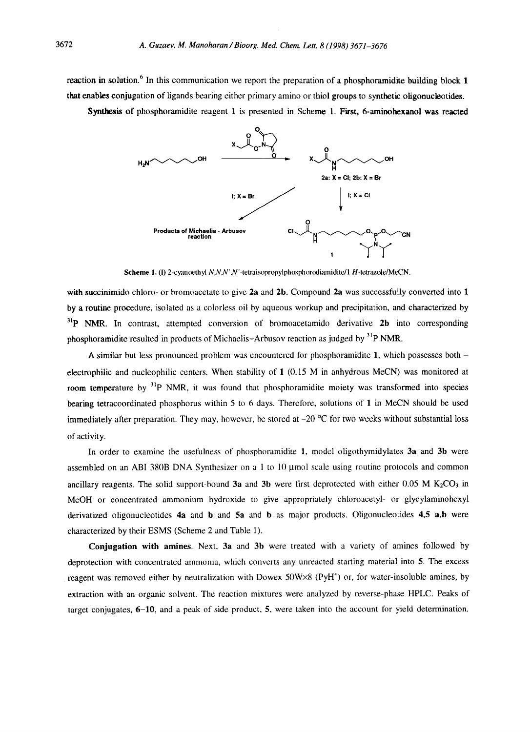reaction in solution.[6] In this communication we report the preparation of a phosphoramidite building block **1** that enables conjugation of ligands bearing either primary amino or thiol groups to synthetic oligonucleotides.

**Synthesis** of phosphoramidite reagent **1** is presented in Scheme 1. First, 6-aminohexanol was reacted

Scheme 1. (i) 2-cyanoethyl *N,N,N',N'*-tetraisopropylphosphorodiamidite/1 *H*-tetrazole/MeCN.

with succinimido chloro- or bromoacetate to give **2a** and **2b**. Compound **2a** was successfully converted into **1** by a routine procedure, isolated as a colorless oil by aqueous workup and precipitation, and characterized by $^{31}$P NMR. In contrast, attempted conversion of bromoacetamido derivative **2b** into corresponding phosphoramidite resulted in products of Michaelis–Arbusov reaction as judged by $^{31}$P NMR.

A similar but less pronounced problem was encountered for phosphoramidite **1**, which possesses both – electrophilic and nucleophilic centers. When stability of **1** (0.15 M in anhydrous MeCN) was monitored at room temperature by $^{31}$P NMR, it was found that phosphoramidite moiety was transformed into species bearing tetracoordinated phosphorus within 5 to 6 days. Therefore, solutions of **1** in MeCN should be used immediately after preparation. They may, however, be stored at –20 °C for two weeks without substantial loss of activity.

In order to examine the usefulness of phosphoramidite **1**, model oligothymidylates **3a** and **3b** were assembled on an ABI 380B DNA Synthesizer on a 1 to 10 μmol scale using routine protocols and common ancillary reagents. The solid support-bound **3a** and **3b** were first deprotected with either 0.05 M $K_2CO_3$ in MeOH or concentrated ammonium hydroxide to give appropriately chloroacetyl- or glycylaminohexyl derivatized oligonucleotides **4a** and **b** and **5a** and **b** as major products. Oligonucleotides **4,5 a,b** were characterized by their ESMS (Scheme 2 and Table 1).

**Conjugation with amines.** Next, **3a** and **3b** were treated with a variety of amines followed by deprotection with concentrated ammonia, which converts any unreacted starting material into **5**. The excess reagent was removed either by neutralization with Dowex 50W×8 (PyH$^+$) or, for water-insoluble amines, by extraction with an organic solvent. The reaction mixtures were analyzed by reverse-phase HPLC. Peaks of target conjugates, **6–10**, and a peak of side product, **5**, were taken into the account for yield determination.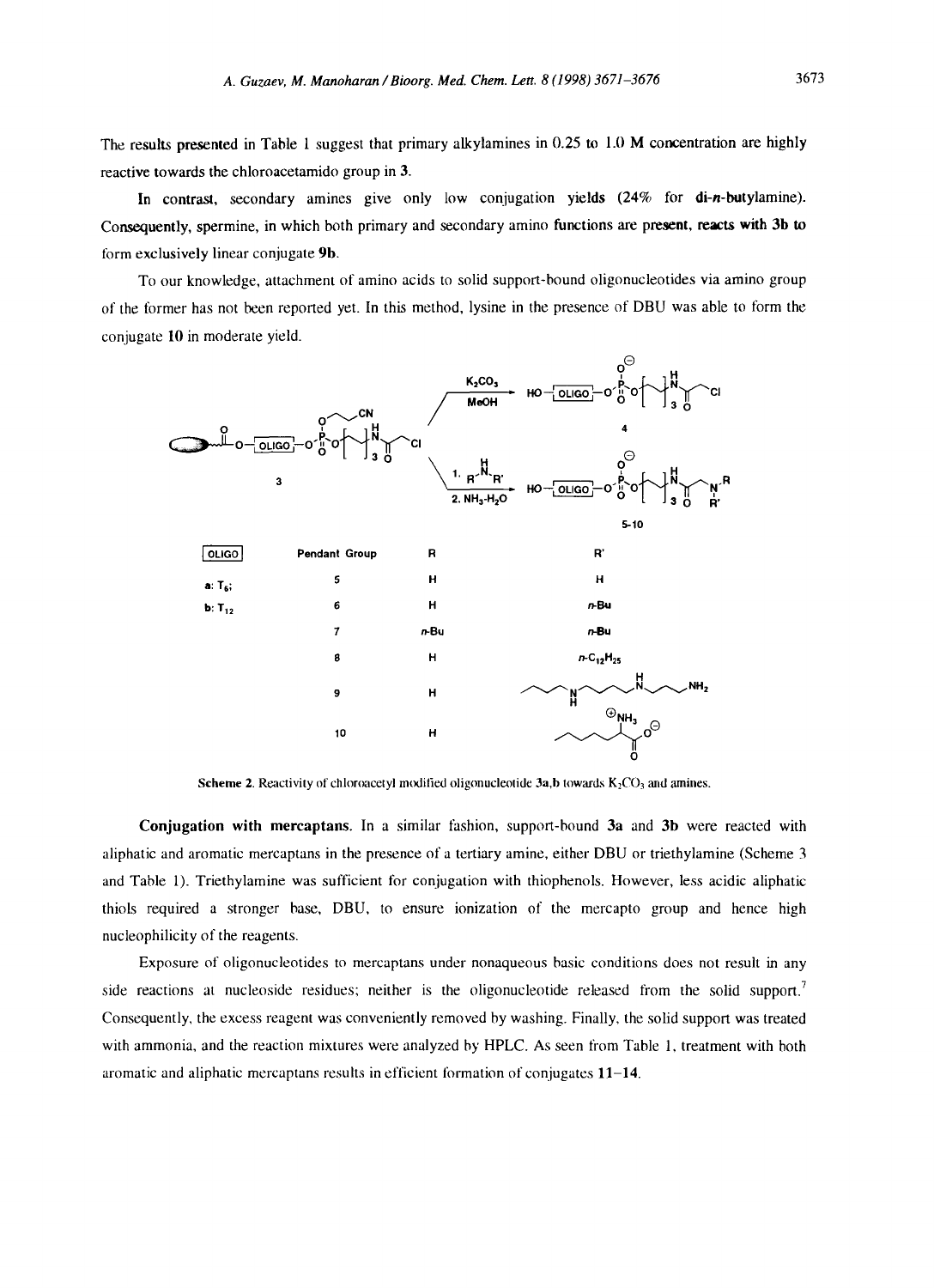The results presented in Table 1 suggest that primary alkylamines in 0.25 to 1.0 M concentration are highly reactive towards the chloroacetamido group in **3**.

In contrast, secondary amines give only low conjugation yields (24% for di-*n*-butylamine). Consequently, spermine, in which both primary and secondary amino functions are present, reacts with **3b** to form exclusively linear conjugate **9b**.

To our knowledge, attachment of amino acids to solid support-bound oligonucleotides via amino group of the former has not been reported yet. In this method, lysine in the presence of DBU was able to form the conjugate **10** in moderate yield.

| OLIGO | Pendant Group | R | R' |
|---|---|---|---|
| a: $T_6$; | 5 | H | H |
| b: $T_{12}$ | 6 | H | *n*-Bu |
| | 7 | *n*-Bu | *n*-Bu |
| | 8 | H | *n*-$C_{12}H_{25}$ |
| | 9 | H | |
| | 10 | H | |

**Scheme 2.** Reactivity of chloroacetyl modified oligonucleotide **3a,b** towards $K_2CO_3$ and amines.

**Conjugation with mercaptans.** In a similar fashion, support-bound **3a** and **3b** were reacted with aliphatic and aromatic mercaptans in the presence of a tertiary amine, either DBU or triethylamine (Scheme 3 and Table 1). Triethylamine was sufficient for conjugation with thiophenols. However, less acidic aliphatic thiols required a stronger base, DBU, to ensure ionization of the mercapto group and hence high nucleophilicity of the reagents.

Exposure of oligonucleotides to mercaptans under nonaqueous basic conditions does not result in any side reactions at nucleoside residues; neither is the oligonucleotide released from the solid support.[7] Consequently, the excess reagent was conveniently removed by washing. Finally, the solid support was treated with ammonia, and the reaction mixtures were analyzed by HPLC. As seen from Table 1, treatment with both aromatic and aliphatic mercaptans results in efficient formation of conjugates **11–14**.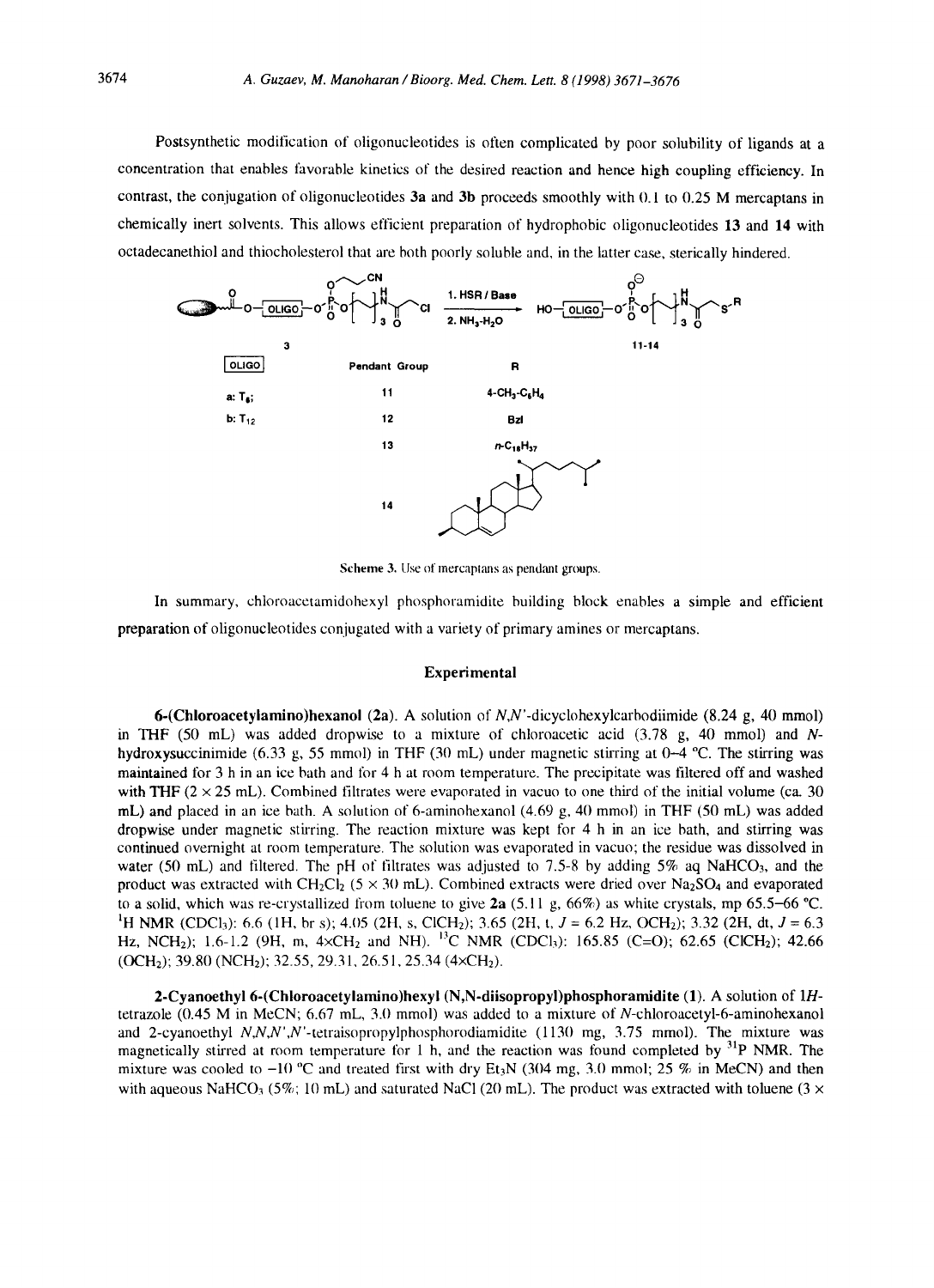Postsynthetic modification of oligonucleotides is often complicated by poor solubility of ligands at a concentration that enables favorable kinetics of the desired reaction and hence high coupling efficiency. In contrast, the conjugation of oligonucleotides **3a** and **3b** proceeds smoothly with 0.1 to 0.25 M mercaptans in chemically inert solvents. This allows efficient preparation of hydrophobic oligonucleotides **13** and **14** with octadecanethiol and thiocholesterol that are both poorly soluble and, in the latter case, sterically hindered.

| OLIGO | Pendant Group | R |
|---|---|---|
| a: $T_6$; | 11 | 4-$CH_3$-$C_6H_4$ |
| b: $T_{12}$ | 12 | Bzl |
| | 13 | $n$-$C_{18}H_{37}$ |
| | 14 | (cholesteryl) |

Scheme 3. Use of mercaptans as pendant groups.

In summary, chloroacetamidohexyl phosphoramidite building block enables a simple and efficient preparation of oligonucleotides conjugated with a variety of primary amines or mercaptans.

## Experimental

**6-(Chloroacetylamino)hexanol (2a).** A solution of *N,N'*-dicyclohexylcarbodiimide (8.24 g, 40 mmol) in THF (50 mL) was added dropwise to a mixture of chloroacetic acid (3.78 g, 40 mmol) and *N*-hydroxysuccinimide (6.33 g, 55 mmol) in THF (30 mL) under magnetic stirring at 0–4 °C. The stirring was maintained for 3 h in an ice bath and for 4 h at room temperature. The precipitate was filtered off and washed with THF (2 × 25 mL). Combined filtrates were evaporated in vacuo to one third of the initial volume (ca. 30 mL) and placed in an ice bath. A solution of 6-aminohexanol (4.69 g, 40 mmol) in THF (50 mL) was added dropwise under magnetic stirring. The reaction mixture was kept for 4 h in an ice bath, and stirring was continued overnight at room temperature. The solution was evaporated in vacuo; the residue was dissolved in water (50 mL) and filtered. The pH of filtrates was adjusted to 7.5-8 by adding 5% aq $NaHCO_3$, and the product was extracted with $CH_2Cl_2$ (5 × 30 mL). Combined extracts were dried over $Na_2SO_4$ and evaporated to a solid, which was re-crystallized from toluene to give **2a** (5.11 g, 66%) as white crystals, mp 65.5–66 °C. $^1$H NMR ($CDCl_3$): 6.6 (1H, br s); 4.05 (2H, s, $ClCH_2$); 3.65 (2H, t, $J$ = 6.2 Hz, $OCH_2$); 3.32 (2H, dt, $J$ = 6.3 Hz, $NCH_2$); 1.6-1.2 (9H, m, 4×$CH_2$ and NH). $^{13}$C NMR ($CDCl_3$): 165.85 (C=O); 62.65 ($ClCH_2$); 42.66 ($OCH_2$); 39.80 ($NCH_2$); 32.55, 29.31, 26.51, 25.34 (4×$CH_2$).

**2-Cyanoethyl 6-(Chloroacetylamino)hexyl (N,N-diisopropyl)phosphoramidite (1).** A solution of 1*H*-tetrazole (0.45 M in MeCN; 6.67 mL, 3.0 mmol) was added to a mixture of *N*-chloroacetyl-6-aminohexanol and 2-cyanoethyl *N,N,N',N'*-tetraisopropylphosphorodiamidite (1130 mg, 3.75 mmol). The mixture was magnetically stirred at room temperature for 1 h, and the reaction was found completed by $^{31}$P NMR. The mixture was cooled to −10 °C and treated first with dry $Et_3N$ (304 mg, 3.0 mmol; 25 % in MeCN) and then with aqueous $NaHCO_3$ (5%; 10 mL) and saturated NaCl (20 mL). The product was extracted with toluene (3 ×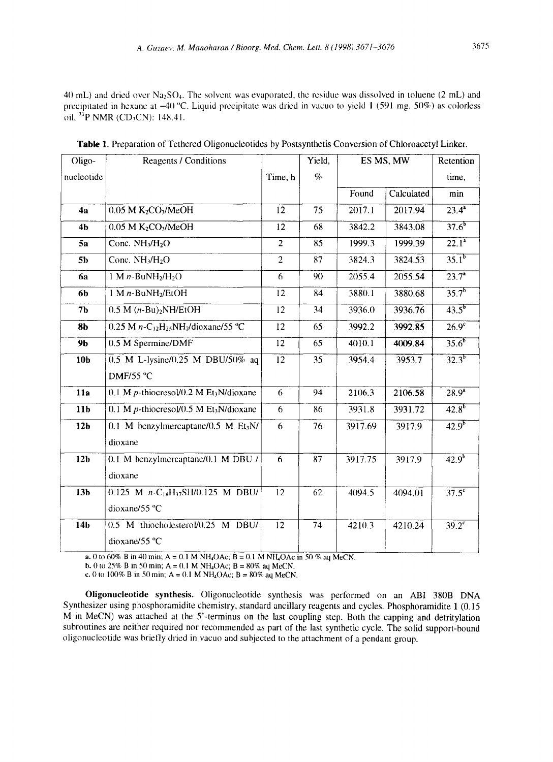40 mL) and dried over $Na_2SO_4$. The solvent was evaporated, the residue was dissolved in toluene (2 mL) and precipitated in hexane at −40 °C. Liquid precipitate was dried in vacuo to yield **1** (591 mg, 50%) as colorless oil, $^{31}P$ NMR ($CD_3CN$): 148.41.

**Table 1.** Preparation of Tethered Oligonucleotides by Postsynthetis Conversion of Chloroacetyl Linker.

| Oligo-nucleotide | Reagents / Conditions | Time, h | Yield, % | ES MS, MW | | Retention time, min |
|---|---|---|---|---|---|---|
| | | | | Found | Calculated | |
| **4a** | 0.05 M $K_2CO_3$/MeOH | 12 | 75 | 2017.1 | 2017.94 | 23.4[a] |
| **4b** | 0.05 M $K_2CO_3$/MeOH | 12 | 68 | 3842.2 | 3843.08 | 37.6[b] |
| **5a** | Conc. $NH_3/H_2O$ | 2 | 85 | 1999.3 | 1999.39 | 22.1[a] |
| **5b** | Conc. $NH_3/H_2O$ | 2 | 87 | 3824.3 | 3824.53 | 35.1[b] |
| **6a** | 1 M $n$-$BuNH_2/H_2O$ | 6 | 90 | 2055.4 | 2055.54 | 23.7[a] |
| **6b** | 1 M $n$-$BuNH_2$/EtOH | 12 | 84 | 3880.1 | 3880.68 | 35.7[b] |
| **7b** | 0.5 M $(n\text{-}Bu)_2NH$/EtOH | 12 | 34 | 3936.0 | 3936.76 | 43.5[b] |
| **8b** | 0.25 M $n$-$C_{12}H_{25}NH_2$/dioxane/55 °C | 12 | 65 | 3992.2 | 3992.85 | 26.9[c] |
| **9b** | 0.5 M Spermine/DMF | 12 | 65 | 4010.1 | 4009.84 | 35.6[b] |
| **10b** | 0.5 M L-lysine/0.25 M DBU/50% aq DMF/55 °C | 12 | 35 | 3954.4 | 3953.7 | 32.3[b] |
| **11a** | 0.1 M $p$-thiocresol/0.2 M $Et_3N$/dioxane | 6 | 94 | 2106.3 | 2106.58 | 28.9[a] |
| **11b** | 0.1 M $p$-thiocresol/0.5 M $Et_3N$/dioxane | 6 | 86 | 3931.8 | 3931.72 | 42.8[b] |
| **12b** | 0.1 M benzylmercaptane/0.5 M $Et_3N$/ dioxane | 6 | 76 | 3917.69 | 3917.9 | 42.9[b] |
| **12b** | 0.1 M benzylmercaptane/0.1 M DBU / dioxane | 6 | 87 | 3917.75 | 3917.9 | 42.9[b] |
| **13b** | 0.125 M $n$-$C_{18}H_{37}SH$/0.125 M DBU/ dioxane/55 °C | 12 | 62 | 4094.5 | 4094.01 | 37.5[c] |
| **14b** | 0.5 M thiocholesterol/0.25 M DBU/ dioxane/55 °C | 12 | 74 | 4210.3 | 4210.24 | 39.2[c] |

a. 0 to 60% B in 40 min; A = 0.1 M $NH_4OAc$; B = 0.1 M $NH_4OAc$ in 50 % aq MeCN.
b. 0 to 25% B in 50 min; A = 0.1 M $NH_4OAc$; B = 80% aq MeCN.
c. 0 to 100% B in 50 min; A = 0.1 M $NH_4OAc$; B = 80% aq MeCN.

**Oligonucleotide synthesis.** Oligonucleotide synthesis was performed on an ABI 380B DNA Synthesizer using phosphoramidite chemistry, standard ancillary reagents and cycles. Phosphoramidite **1** (0.15 M in MeCN) was attached at the 5'-terminus on the last coupling step. Both the capping and detritylation subroutines are neither required nor recommended as part of the last synthetic cycle. The solid support-bound oligonucleotide was briefly dried in vacuo and subjected to the attachment of a pendant group.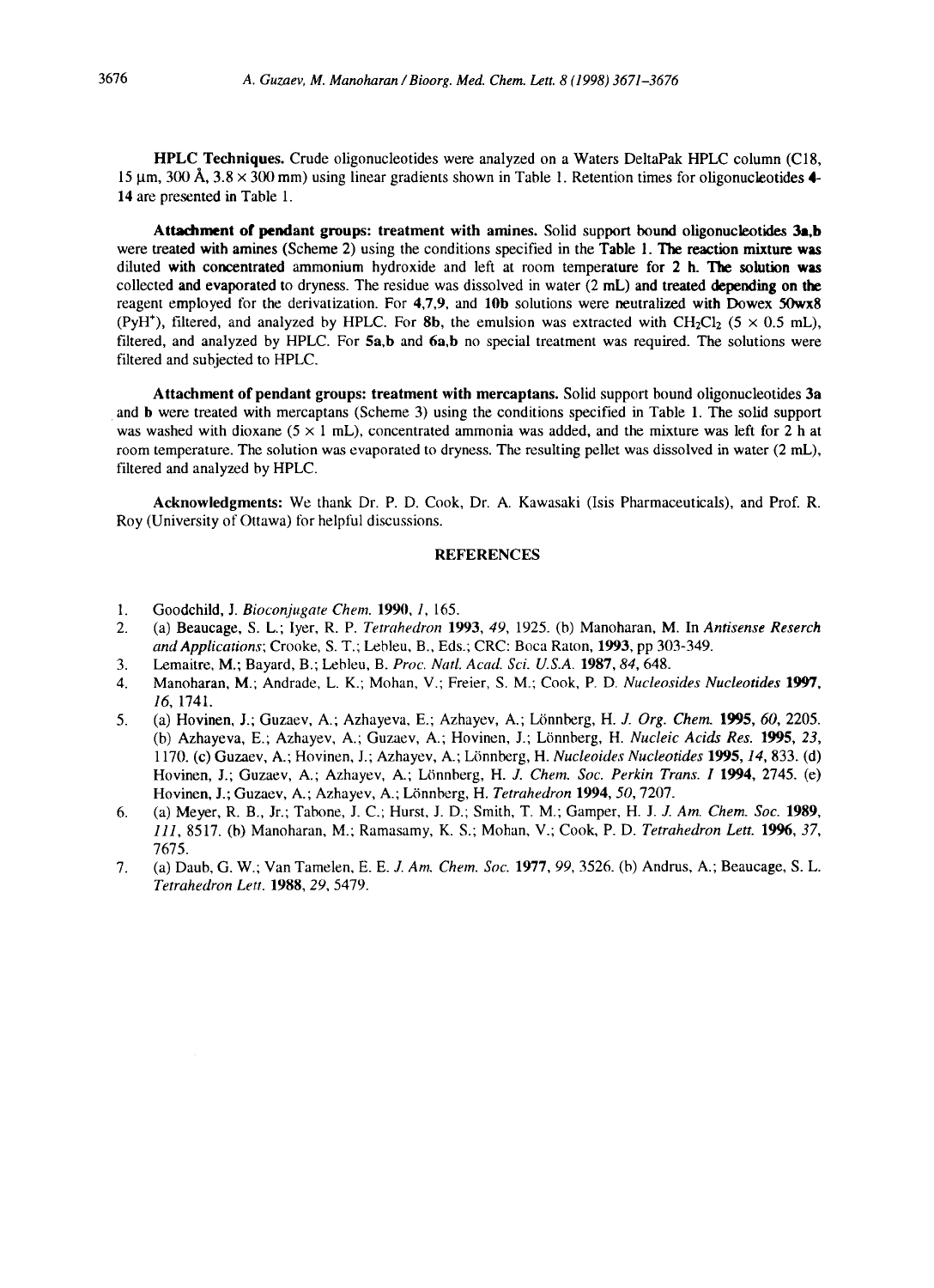**HPLC Techniques.** Crude oligonucleotides were analyzed on a Waters DeltaPak HPLC column (C18, 15 μm, 300 Å, 3.8 × 300 mm) using linear gradients shown in Table 1. Retention times for oligonucleotides **4**-**14** are presented in Table 1.

**Attachment of pendant groups: treatment with amines.** Solid support bound oligonucleotides **3a,b** were treated with amines (Scheme 2) using the conditions specified in the Table 1. The reaction mixture was diluted with concentrated ammonium hydroxide and left at room temperature for 2 h. The solution was collected and evaporated to dryness. The residue was dissolved in water (2 mL) and treated depending on the reagent employed for the derivatization. For **4**,**7**,**9**, and **10b** solutions were neutralized with Dowex 50wx8 ($PyH^+$), filtered, and analyzed by HPLC. For **8b**, the emulsion was extracted with $CH_2Cl_2$ (5 × 0.5 mL), filtered, and analyzed by HPLC. For **5a,b** and **6a,b** no special treatment was required. The solutions were filtered and subjected to HPLC.

**Attachment of pendant groups: treatment with mercaptans.** Solid support bound oligonucleotides **3a** and **b** were treated with mercaptans (Scheme 3) using the conditions specified in Table 1. The solid support was washed with dioxane (5 × 1 mL), concentrated ammonia was added, and the mixture was left for 2 h at room temperature. The solution was evaporated to dryness. The resulting pellet was dissolved in water (2 mL), filtered and analyzed by HPLC.

**Acknowledgments:** We thank Dr. P. D. Cook, Dr. A. Kawasaki (Isis Pharmaceuticals), and Prof. R. Roy (University of Ottawa) for helpful discussions.

## REFERENCES

1. Goodchild, J. *Bioconjugate Chem.* **1990**, *1*, 165.
2. (a) Beaucage, S. L.; Iyer, R. P. *Tetrahedron* **1993**, *49*, 1925. (b) Manoharan, M. In *Antisense Reserch and Applications*; Crooke, S. T.; Lebleu, B., Eds.; CRC: Boca Raton, **1993**, pp 303-349.
3. Lemaitre, M.; Bayard, B.; Lebleu, B. *Proc. Natl. Acad. Sci. U.S.A.* **1987**, *84*, 648.
4. Manoharan, M.; Andrade, L. K.; Mohan, V.; Freier, S. M.; Cook, P. D. *Nucleosides Nucleotides* **1997**, *16*, 1741.
5. (a) Hovinen, J.; Guzaev, A.; Azhayeva, E.; Azhayev, A.; Lönnberg, H. *J. Org. Chem.* **1995**, *60*, 2205. (b) Azhayeva, E.; Azhayev, A.; Guzaev, A.; Hovinen, J.; Lönnberg, H. *Nucleic Acids Res.* **1995**, *23*, 1170. (c) Guzaev, A.; Hovinen, J.; Azhayev, A.; Lönnberg, H. *Nucleoides Nucleotides* **1995**, *14*, 833. (d) Hovinen, J.; Guzaev, A.; Azhayev, A.; Lönnberg, H. *J. Chem. Soc. Perkin Trans. I* **1994**, 2745. (e) Hovinen, J.; Guzaev, A.; Azhayev, A.; Lönnberg, H. *Tetrahedron* **1994**, *50*, 7207.
6. (a) Meyer, R. B., Jr.; Tabone, J. C.; Hurst, J. D.; Smith, T. M.; Gamper, H. J. *J. Am. Chem. Soc.* **1989**, *111*, 8517. (b) Manoharan, M.; Ramasamy, K. S.; Mohan, V.; Cook, P. D. *Tetrahedron Lett.* **1996**, *37*, 7675.
7. (a) Daub, G. W.; Van Tamelen, E. E. *J. Am. Chem. Soc.* **1977**, *99*, 3526. (b) Andrus, A.; Beaucage, S. L. *Tetrahedron Lett.* **1988**, *29*, 5479.